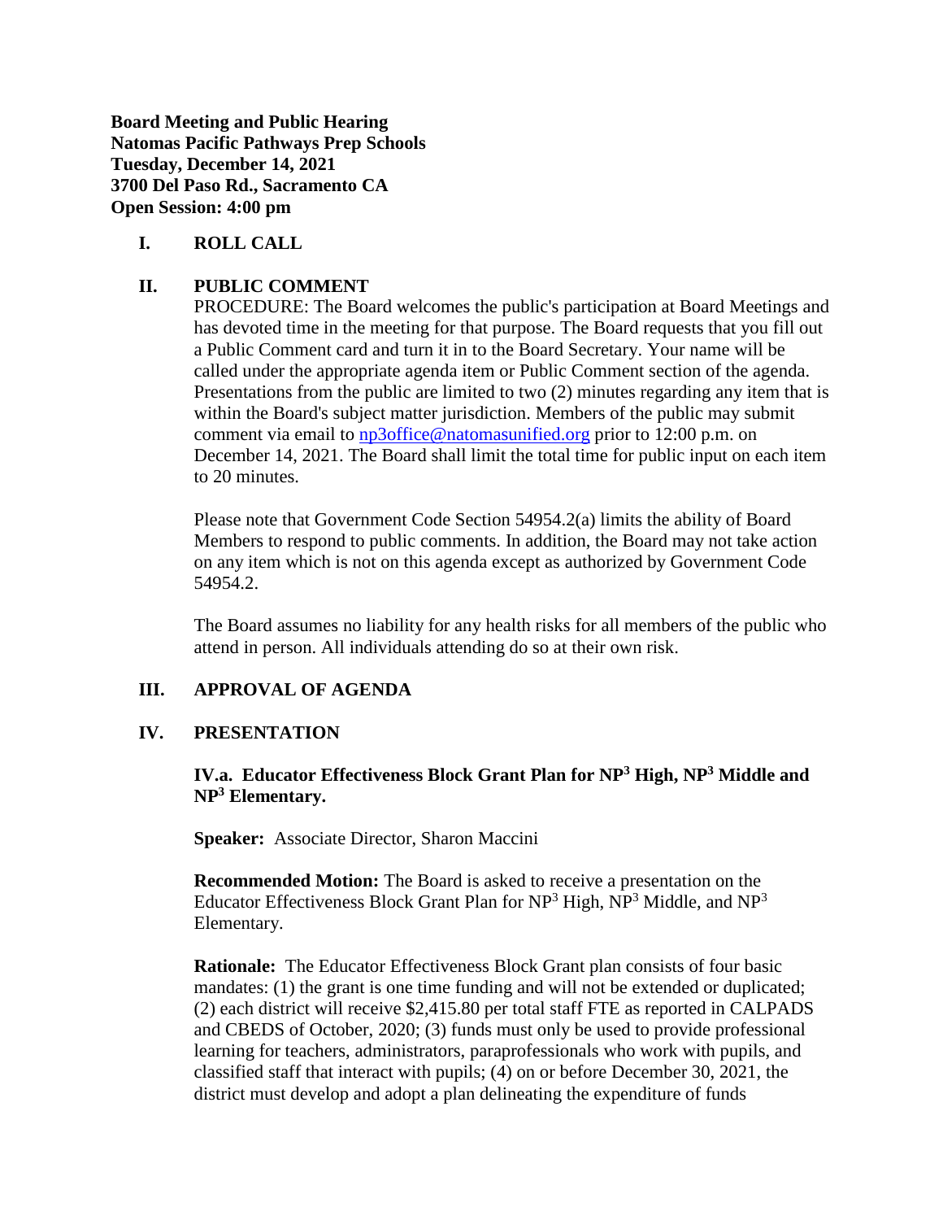**Board Meeting and Public Hearing**
**Natomas Pacific Pathways Prep Schools**
**Tuesday, December 14, 2021**
**3700 Del Paso Rd., Sacramento CA**
**Open Session: 4:00 pm**

## I. ROLL CALL

## II. PUBLIC COMMENT

PROCEDURE: The Board welcomes the public's participation at Board Meetings and has devoted time in the meeting for that purpose. The Board requests that you fill out a Public Comment card and turn it in to the Board Secretary. Your name will be called under the appropriate agenda item or Public Comment section of the agenda. Presentations from the public are limited to two (2) minutes regarding any item that is within the Board's subject matter jurisdiction. Members of the public may submit comment via email to np3office@natomasunified.org prior to 12:00 p.m. on December 14, 2021. The Board shall limit the total time for public input on each item to 20 minutes.

Please note that Government Code Section 54954.2(a) limits the ability of Board Members to respond to public comments. In addition, the Board may not take action on any item which is not on this agenda except as authorized by Government Code 54954.2.

The Board assumes no liability for any health risks for all members of the public who attend in person. All individuals attending do so at their own risk.

## III. APPROVAL OF AGENDA

## IV. PRESENTATION

### IV.a. Educator Effectiveness Block Grant Plan for NP$^3$ High, NP$^3$ Middle and NP$^3$ Elementary.

**Speaker:** Associate Director, Sharon Maccini

**Recommended Motion:** The Board is asked to receive a presentation on the Educator Effectiveness Block Grant Plan for NP$^3$ High, NP$^3$ Middle, and NP$^3$ Elementary.

**Rationale:** The Educator Effectiveness Block Grant plan consists of four basic mandates: (1) the grant is one time funding and will not be extended or duplicated; (2) each district will receive $2,415.80 per total staff FTE as reported in CALPADS and CBEDS of October, 2020; (3) funds must only be used to provide professional learning for teachers, administrators, paraprofessionals who work with pupils, and classified staff that interact with pupils; (4) on or before December 30, 2021, the district must develop and adopt a plan delineating the expenditure of funds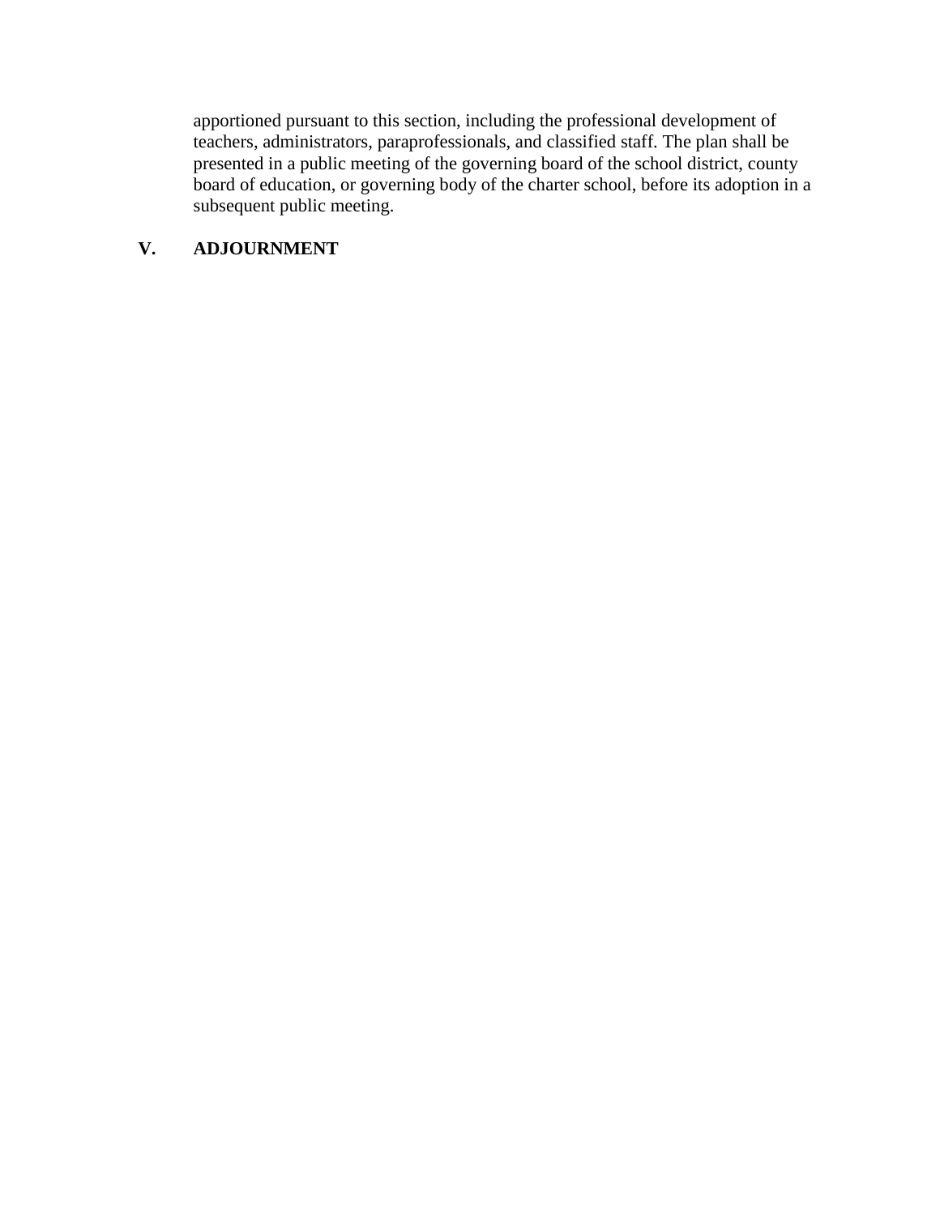apportioned pursuant to this section, including the professional development of teachers, administrators, paraprofessionals, and classified staff. The plan shall be presented in a public meeting of the governing board of the school district, county board of education, or governing body of the charter school, before its adoption in a subsequent public meeting.

## V. ADJOURNMENT